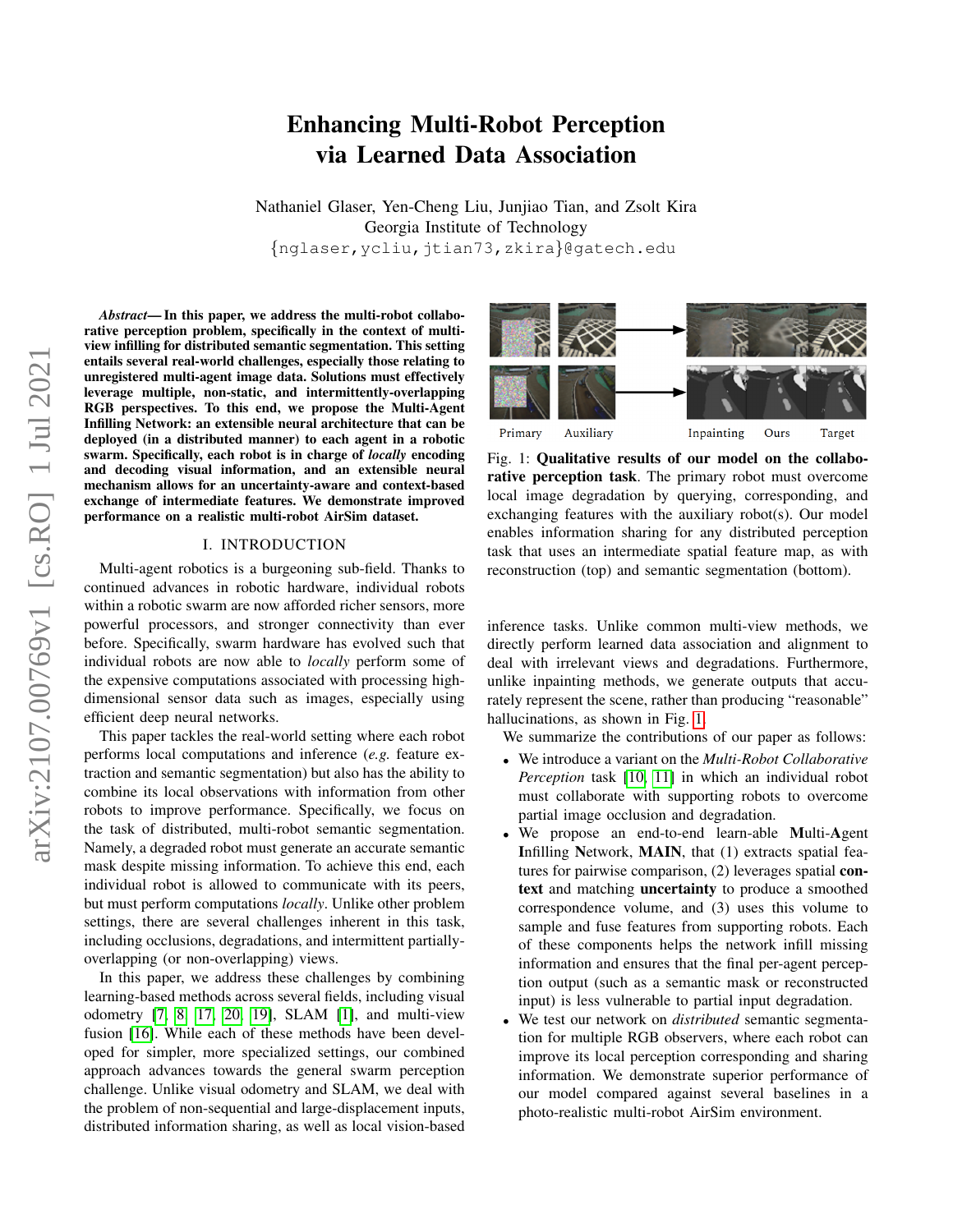# Enhancing Multi-Robot Perception via Learned Data Association

Nathaniel Glaser, Yen-Cheng Liu, Junjiao Tian, and Zsolt Kira
Georgia Institute of Technology
{nglaser,ycliu,jtian73,zkira}@gatech.edu

***Abstract*— In this paper, we address the multi-robot collaborative perception problem, specifically in the context of multi-view infilling for distributed semantic segmentation. This setting entails several real-world challenges, especially those relating to unregistered multi-agent image data. Solutions must effectively leverage multiple, non-static, and intermittently-overlapping RGB perspectives. To this end, we propose the Multi-Agent Infilling Network: an extensible neural architecture that can be deployed (in a distributed manner) to each agent in a robotic swarm. Specifically, each robot is in charge of *locally* encoding and decoding visual information, and an extensible neural mechanism allows for an uncertainty-aware and context-based exchange of intermediate features. We demonstrate improved performance on a realistic multi-robot AirSim dataset.**

## I. INTRODUCTION

Multi-agent robotics is a burgeoning sub-field. Thanks to continued advances in robotic hardware, individual robots within a robotic swarm are now afforded richer sensors, more powerful processors, and stronger connectivity than ever before. Specifically, swarm hardware has evolved such that individual robots are now able to *locally* perform some of the expensive computations associated with processing high-dimensional sensor data such as images, especially using efficient deep neural networks.

This paper tackles the real-world setting where each robot performs local computations and inference (*e.g.* feature extraction and semantic segmentation) but also has the ability to combine its local observations with information from other robots to improve performance. Specifically, we focus on the task of distributed, multi-robot semantic segmentation. Namely, a degraded robot must generate an accurate semantic mask despite missing information. To achieve this end, each individual robot is allowed to communicate with its peers, but must perform computations *locally*. Unlike other problem settings, there are several challenges inherent in this task, including occlusions, degradations, and intermittent partially-overlapping (or non-overlapping) views.

In this paper, we address these challenges by combining learning-based methods across several fields, including visual odometry [7, 8, 17, 20, 19], SLAM [1], and multi-view fusion [16]. While each of these methods have been developed for simpler, more specialized settings, our combined approach advances towards the general swarm perception challenge. Unlike visual odometry and SLAM, we deal with the problem of non-sequential and large-displacement inputs, distributed information sharing, as well as local vision-based inference tasks. Unlike common multi-view methods, we directly perform learned data association and alignment to deal with irrelevant views and degradations. Furthermore, unlike inpainting methods, we generate outputs that accurately represent the scene, rather than producing "reasonable" hallucinations, as shown in Fig. 1.

Primary | Auxiliary | Inpainting | Ours | Target

Fig. 1: **Qualitative results of our model on the collaborative perception task**. The primary robot must overcome local image degradation by querying, corresponding, and exchanging features with the auxiliary robot(s). Our model enables information sharing for any distributed perception task that uses an intermediate spatial feature map, as with reconstruction (top) and semantic segmentation (bottom).

We summarize the contributions of our paper as follows:

- We introduce a variant on the *Multi-Robot Collaborative Perception* task [10, 11] in which an individual robot must collaborate with supporting robots to overcome partial image occlusion and degradation.
- We propose an end-to-end learn-able **M**ulti-**A**gent **I**nfilling **N**etwork, **MAIN**, that (1) extracts spatial features for pairwise comparison, (2) leverages spatial **context** and matching **uncertainty** to produce a smoothed correspondence volume, and (3) uses this volume to sample and fuse features from supporting robots. Each of these components helps the network infill missing information and ensures that the final per-agent perception output (such as a semantic mask or reconstructed input) is less vulnerable to partial input degradation.
- We test our network on *distributed* semantic segmentation for multiple RGB observers, where each robot can improve its local perception corresponding and sharing information. We demonstrate superior performance of our model compared against several baselines in a photo-realistic multi-robot AirSim environment.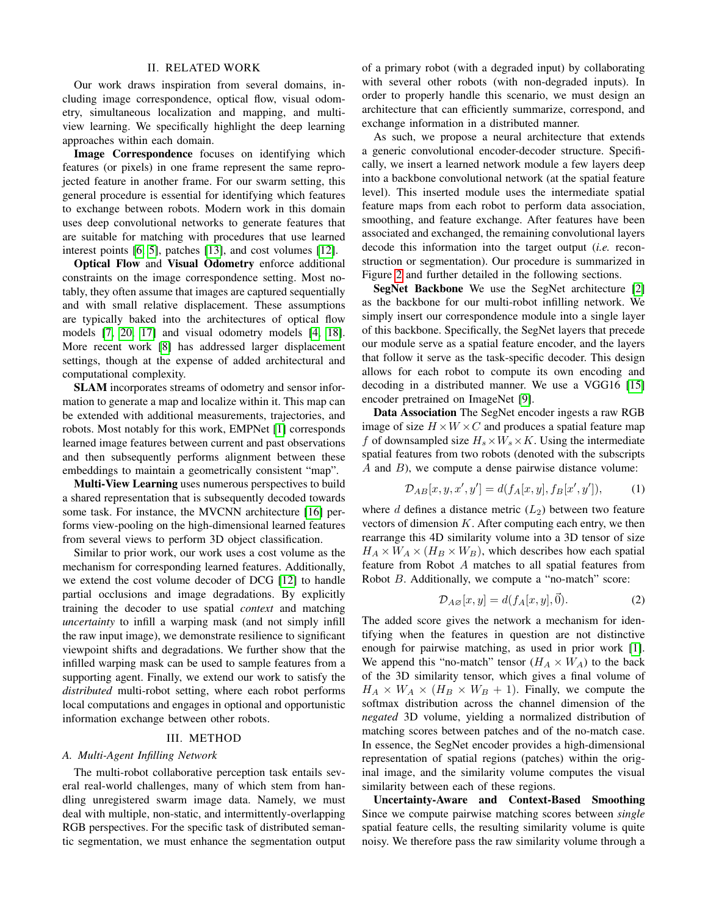## II. RELATED WORK

Our work draws inspiration from several domains, including image correspondence, optical flow, visual odometry, simultaneous localization and mapping, and multi-view learning. We specifically highlight the deep learning approaches within each domain.

**Image Correspondence** focuses on identifying which features (or pixels) in one frame represent the same reprojected feature in another frame. For our swarm setting, this general procedure is essential for identifying which features to exchange between robots. Modern work in this domain uses deep convolutional networks to generate features that are suitable for matching with procedures that use learned interest points [6, 5], patches [13], and cost volumes [12].

**Optical Flow** and **Visual Odometry** enforce additional constraints on the image correspondence setting. Most notably, they often assume that images are captured sequentially and with small relative displacement. These assumptions are typically baked into the architectures of optical flow models [7, 20, 17] and visual odometry models [4, 18]. More recent work [8] has addressed larger displacement settings, though at the expense of added architectural and computational complexity.

**SLAM** incorporates streams of odometry and sensor information to generate a map and localize within it. This map can be extended with additional measurements, trajectories, and robots. Most notably for this work, EMPNet [1] corresponds learned image features between current and past observations and then subsequently performs alignment between these embeddings to maintain a geometrically consistent "map".

**Multi-View Learning** uses numerous perspectives to build a shared representation that is subsequently decoded towards some task. For instance, the MVCNN architecture [16] performs view-pooling on the high-dimensional learned features from several views to perform 3D object classification.

Similar to prior work, our work uses a cost volume as the mechanism for corresponding learned features. Additionally, we extend the cost volume decoder of DCG [12] to handle partial occlusions and image degradations. By explicitly training the decoder to use spatial *context* and matching *uncertainty* to infill a warping mask (and not simply infill the raw input image), we demonstrate resilience to significant viewpoint shifts and degradations. We further show that the infilled warping mask can be used to sample features from a supporting agent. Finally, we extend our work to satisfy the *distributed* multi-robot setting, where each robot performs local computations and engages in optional and opportunistic information exchange between other robots.

## III. METHOD

### A. Multi-Agent Infilling Network

The multi-robot collaborative perception task entails several real-world challenges, many of which stem from handling unregistered swarm image data. Namely, we must deal with multiple, non-static, and intermittently-overlapping RGB perspectives. For the specific task of distributed semantic segmentation, we must enhance the segmentation output of a primary robot (with a degraded input) by collaborating with several other robots (with non-degraded inputs). In order to properly handle this scenario, we must design an architecture that can efficiently summarize, correspond, and exchange information in a distributed manner.

As such, we propose a neural architecture that extends a generic convolutional encoder-decoder structure. Specifically, we insert a learned network module a few layers deep into a backbone convolutional network (at the spatial feature level). This inserted module uses the intermediate spatial feature maps from each robot to perform data association, smoothing, and feature exchange. After features have been associated and exchanged, the remaining convolutional layers decode this information into the target output (*i.e.* reconstruction or segmentation). Our procedure is summarized in Figure 2 and further detailed in the following sections.

**SegNet Backbone** We use the SegNet architecture [2] as the backbone for our multi-robot infilling network. We simply insert our correspondence module into a single layer of this backbone. Specifically, the SegNet layers that precede our module serve as a spatial feature encoder, and the layers that follow it serve as the task-specific decoder. This design allows for each robot to compute its own encoding and decoding in a distributed manner. We use a VGG16 [15] encoder pretrained on ImageNet [9].

**Data Association** The SegNet encoder ingests a raw RGB image of size $H \times W \times C$ and produces a spatial feature map $f$ of downsampled size $H_s \times W_s \times K$. Using the intermediate spatial features from two robots (denoted with the subscripts $A$ and $B$), we compute a dense pairwise distance volume:

$$\mathcal{D}_{AB}[x, y, x', y'] = d(f_A[x, y], f_B[x', y']), \tag{1}$$

where $d$ defines a distance metric ($L_2$) between two feature vectors of dimension $K$. After computing each entry, we then rearrange this 4D similarity volume into a 3D tensor of size $H_A \times W_A \times (H_B \times W_B)$, which describes how each spatial feature from Robot $A$ matches to all spatial features from Robot $B$. Additionally, we compute a "no-match" score:

$$\mathcal{D}_{A\varnothing}[x, y] = d(f_A[x, y], \vec{0}). \tag{2}$$

The added score gives the network a mechanism for identifying when the features in question are not distinctive enough for pairwise matching, as used in prior work [1]. We append this "no-match" tensor ($H_A \times W_A$) to the back of the 3D similarity tensor, which gives a final volume of $H_A \times W_A \times (H_B \times W_B + 1)$. Finally, we compute the softmax distribution across the channel dimension of the *negated* 3D volume, yielding a normalized distribution of matching scores between patches and of the no-match case. In essence, the SegNet encoder provides a high-dimensional representation of spatial regions (patches) within the original image, and the similarity volume computes the visual similarity between each of these regions.

**Uncertainty-Aware and Context-Based Smoothing** Since we compute pairwise matching scores between *single* spatial feature cells, the resulting similarity volume is quite noisy. We therefore pass the raw similarity volume through a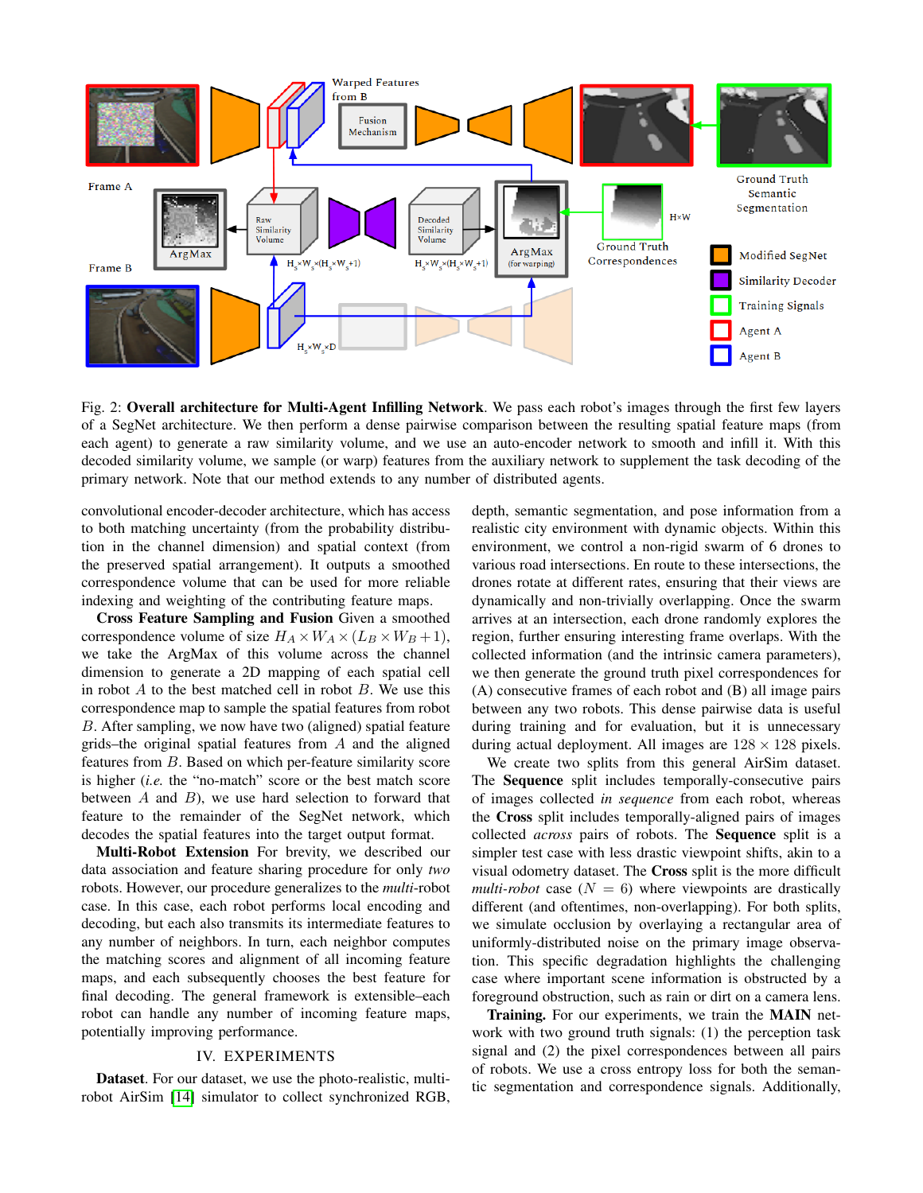Fig. 2: **Overall architecture for Multi-Agent Infilling Network**. We pass each robot's images through the first few layers of a SegNet architecture. We then perform a dense pairwise comparison between the resulting spatial feature maps (from each agent) to generate a raw similarity volume, and we use an auto-encoder network to smooth and infill it. With this decoded similarity volume, we sample (or warp) features from the auxiliary network to supplement the task decoding of the primary network. Note that our method extends to any number of distributed agents.

convolutional encoder-decoder architecture, which has access to both matching uncertainty (from the probability distribution in the channel dimension) and spatial context (from the preserved spatial arrangement). It outputs a smoothed correspondence volume that can be used for more reliable indexing and weighting of the contributing feature maps.

**Cross Feature Sampling and Fusion** Given a smoothed correspondence volume of size $H_A \times W_A \times (L_B \times W_B + 1)$, we take the ArgMax of this volume across the channel dimension to generate a 2D mapping of each spatial cell in robot $A$ to the best matched cell in robot $B$. We use this correspondence map to sample the spatial features from robot $B$. After sampling, we now have two (aligned) spatial feature grids–the original spatial features from $A$ and the aligned features from $B$. Based on which per-feature similarity score is higher (*i.e.* the "no-match" score or the best match score between $A$ and $B$), we use hard selection to forward that feature to the remainder of the SegNet network, which decodes the spatial features into the target output format.

**Multi-Robot Extension** For brevity, we described our data association and feature sharing procedure for only *two* robots. However, our procedure generalizes to the *multi*-robot case. In this case, each robot performs local encoding and decoding, but each also transmits its intermediate features to any number of neighbors. In turn, each neighbor computes the matching scores and alignment of all incoming feature maps, and each subsequently chooses the best feature for final decoding. The general framework is extensible–each robot can handle any number of incoming feature maps, potentially improving performance.

## IV. EXPERIMENTS

**Dataset**. For our dataset, we use the photo-realistic, multi-robot AirSim [14] simulator to collect synchronized RGB, depth, semantic segmentation, and pose information from a realistic city environment with dynamic objects. Within this environment, we control a non-rigid swarm of 6 drones to various road intersections. En route to these intersections, the drones rotate at different rates, ensuring that their views are dynamically and non-trivially overlapping. Once the swarm arrives at an intersection, each drone randomly explores the region, further ensuring interesting frame overlaps. With the collected information (and the intrinsic camera parameters), we then generate the ground truth pixel correspondences for (A) consecutive frames of each robot and (B) all image pairs between any two robots. This dense pairwise data is useful during training and for evaluation, but it is unnecessary during actual deployment. All images are $128 \times 128$ pixels.

We create two splits from this general AirSim dataset. The **Sequence** split includes temporally-consecutive pairs of images collected *in sequence* from each robot, whereas the **Cross** split includes temporally-aligned pairs of images collected *across* pairs of robots. The **Sequence** split is a simpler test case with less drastic viewpoint shifts, akin to a visual odometry dataset. The **Cross** split is the more difficult *multi-robot* case ($N = 6$) where viewpoints are drastically different (and oftentimes, non-overlapping). For both splits, we simulate occlusion by overlaying a rectangular area of uniformly-distributed noise on the primary image observation. This specific degradation highlights the challenging case where important scene information is obstructed by a foreground obstruction, such as rain or dirt on a camera lens.

**Training.** For our experiments, we train the **MAIN** network with two ground truth signals: (1) the perception task signal and (2) the pixel correspondences between all pairs of robots. We use a cross entropy loss for both the semantic segmentation and correspondence signals. Additionally,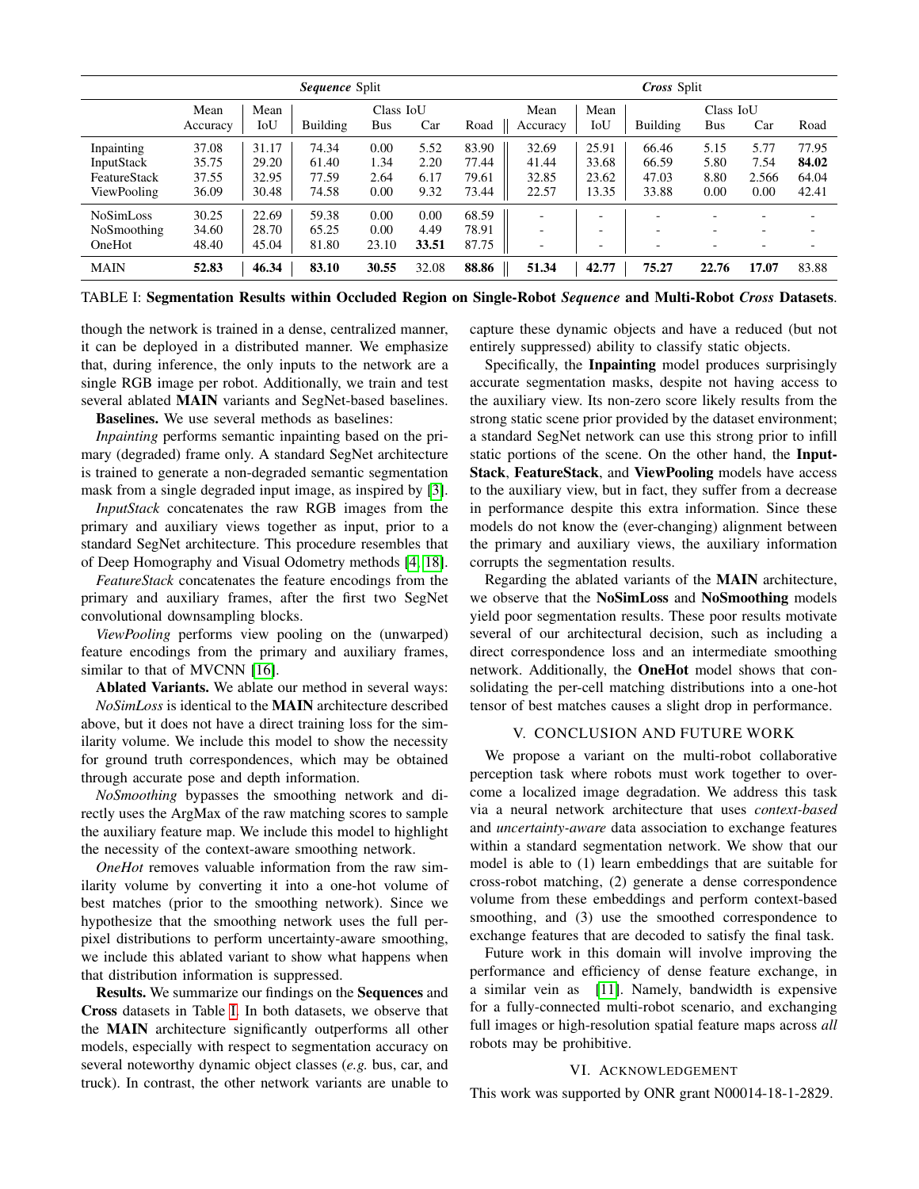| | *Sequence* Split | | | | | | *Cross* Split | | | | | |
|---|---|---|---|---|---|---|---|---|---|---|---|---|
| | Mean Accuracy | Mean IoU | Class IoU Building | Bus | Car | Road | Mean Accuracy | Mean IoU | Class IoU Building | Bus | Car | Road |
| Inpainting | 37.08 | 31.17 | 74.34 | 0.00 | 5.52 | 83.90 | 32.69 | 25.91 | 66.46 | 5.15 | 5.77 | 77.95 |
| InputStack | 35.75 | 29.20 | 61.40 | 1.34 | 2.20 | 77.44 | 41.44 | 33.68 | 66.59 | 5.80 | 7.54 | **84.02** |
| FeatureStack | 37.55 | 32.95 | 77.59 | 2.64 | 6.17 | 79.61 | 32.85 | 23.62 | 47.03 | 8.80 | 2.566 | 64.04 |
| ViewPooling | 36.09 | 30.48 | 74.58 | 0.00 | 9.32 | 73.44 | 22.57 | 13.35 | 33.88 | 0.00 | 0.00 | 42.41 |
| NoSimLoss | 30.25 | 22.69 | 59.38 | 0.00 | 0.00 | 68.59 | - | - | - | - | - | - |
| NoSmoothing | 34.60 | 28.70 | 65.25 | 0.00 | 4.49 | 78.91 | - | - | - | - | - | - |
| OneHot | 48.40 | 45.04 | 81.80 | 23.10 | **33.51** | 87.75 | - | - | - | - | - | - |
| MAIN | **52.83** | **46.34** | **83.10** | **30.55** | 32.08 | **88.86** | **51.34** | **42.77** | **75.27** | **22.76** | **17.07** | 83.88 |

TABLE I: **Segmentation Results within Occluded Region on Single-Robot *Sequence* and Multi-Robot *Cross* Datasets**.

though the network is trained in a dense, centralized manner, it can be deployed in a distributed manner. We emphasize that, during inference, the only inputs to the network are a single RGB image per robot. Additionally, we train and test several ablated **MAIN** variants and SegNet-based baselines.

**Baselines.** We use several methods as baselines:

*Inpainting* performs semantic inpainting based on the primary (degraded) frame only. A standard SegNet architecture is trained to generate a non-degraded semantic segmentation mask from a single degraded input image, as inspired by [3].

*InputStack* concatenates the raw RGB images from the primary and auxiliary views together as input, prior to a standard SegNet architecture. This procedure resembles that of Deep Homography and Visual Odometry methods [4, 18].

*FeatureStack* concatenates the feature encodings from the primary and auxiliary frames, after the first two SegNet convolutional downsampling blocks.

*ViewPooling* performs view pooling on the (unwarped) feature encodings from the primary and auxiliary frames, similar to that of MVCNN [16].

**Ablated Variants.** We ablate our method in several ways:

*NoSimLoss* is identical to the **MAIN** architecture described above, but it does not have a direct training loss for the similarity volume. We include this model to show the necessity for ground truth correspondences, which may be obtained through accurate pose and depth information.

*NoSmoothing* bypasses the smoothing network and directly uses the ArgMax of the raw matching scores to sample the auxiliary feature map. We include this model to highlight the necessity of the context-aware smoothing network.

*OneHot* removes valuable information from the raw similarity volume by converting it into a one-hot volume of best matches (prior to the smoothing network). Since we hypothesize that the smoothing network uses the full per-pixel distributions to perform uncertainty-aware smoothing, we include this ablated variant to show what happens when that distribution information is suppressed.

**Results.** We summarize our findings on the **Sequences** and **Cross** datasets in Table I. In both datasets, we observe that the **MAIN** architecture significantly outperforms all other models, especially with respect to segmentation accuracy on several noteworthy dynamic object classes (*e.g.* bus, car, and truck). In contrast, the other network variants are unable to capture these dynamic objects and have a reduced (but not entirely suppressed) ability to classify static objects.

Specifically, the **Inpainting** model produces surprisingly accurate segmentation masks, despite not having access to the auxiliary view. Its non-zero score likely results from the strong static scene prior provided by the dataset environment; a standard SegNet network can use this strong prior to infill static portions of the scene. On the other hand, the **InputStack**, **FeatureStack**, and **ViewPooling** models have access to the auxiliary view, but in fact, they suffer from a decrease in performance despite this extra information. Since these models do not know the (ever-changing) alignment between the primary and auxiliary views, the auxiliary information corrupts the segmentation results.

Regarding the ablated variants of the **MAIN** architecture, we observe that the **NoSimLoss** and **NoSmoothing** models yield poor segmentation results. These poor results motivate several of our architectural decision, such as including a direct correspondence loss and an intermediate smoothing network. Additionally, the **OneHot** model shows that consolidating the per-cell matching distributions into a one-hot tensor of best matches causes a slight drop in performance.

## V. CONCLUSION AND FUTURE WORK

We propose a variant on the multi-robot collaborative perception task where robots must work together to overcome a localized image degradation. We address this task via a neural network architecture that uses *context-based* and *uncertainty-aware* data association to exchange features within a standard segmentation network. We show that our model is able to (1) learn embeddings that are suitable for cross-robot matching, (2) generate a dense correspondence volume from these embeddings and perform context-based smoothing, and (3) use the smoothed correspondence to exchange features that are decoded to satisfy the final task.

Future work in this domain will involve improving the performance and efficiency of dense feature exchange, in a similar vein as [11]. Namely, bandwidth is expensive for a fully-connected multi-robot scenario, and exchanging full images or high-resolution spatial feature maps across *all* robots may be prohibitive.

## VI. ACKNOWLEDGEMENT

This work was supported by ONR grant N00014-18-1-2829.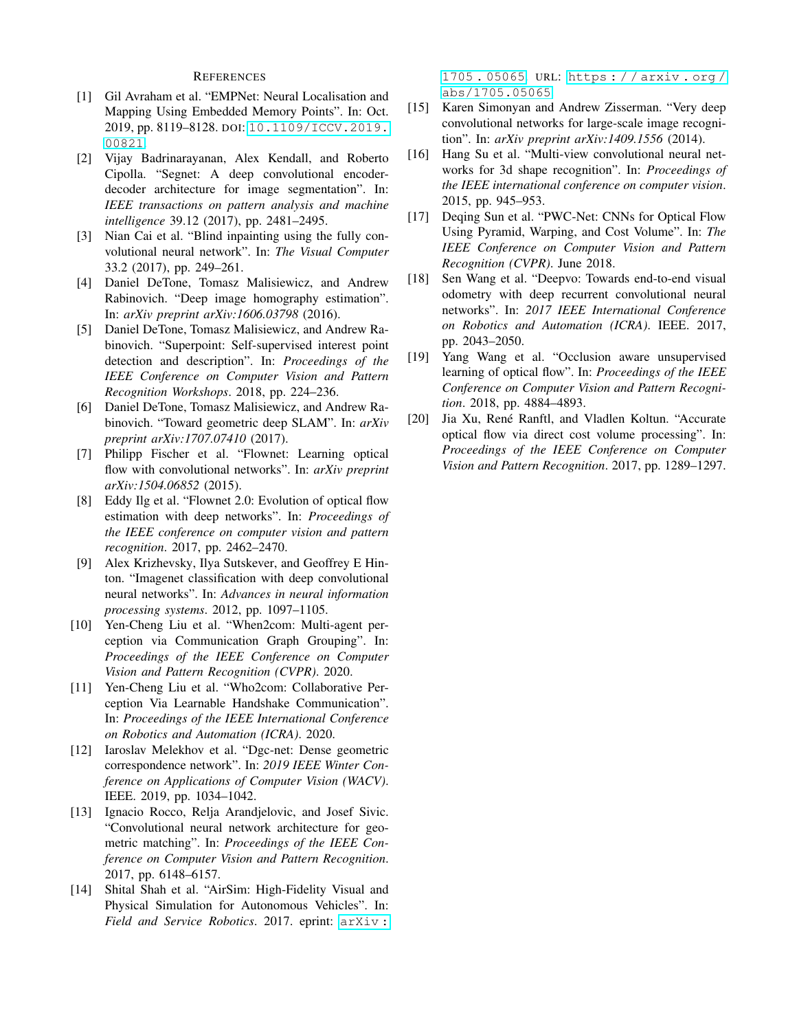# References

[1] Gil Avraham et al. "EMPNet: Neural Localisation and Mapping Using Embedded Memory Points". In: Oct. 2019, pp. 8119–8128. DOI: 10.1109/ICCV.2019.00821.

[2] Vijay Badrinarayanan, Alex Kendall, and Roberto Cipolla. "Segnet: A deep convolutional encoder-decoder architecture for image segmentation". In: *IEEE transactions on pattern analysis and machine intelligence* 39.12 (2017), pp. 2481–2495.

[3] Nian Cai et al. "Blind inpainting using the fully convolutional neural network". In: *The Visual Computer* 33.2 (2017), pp. 249–261.

[4] Daniel DeTone, Tomasz Malisiewicz, and Andrew Rabinovich. "Deep image homography estimation". In: *arXiv preprint arXiv:1606.03798* (2016).

[5] Daniel DeTone, Tomasz Malisiewicz, and Andrew Rabinovich. "Superpoint: Self-supervised interest point detection and description". In: *Proceedings of the IEEE Conference on Computer Vision and Pattern Recognition Workshops*. 2018, pp. 224–236.

[6] Daniel DeTone, Tomasz Malisiewicz, and Andrew Rabinovich. "Toward geometric deep SLAM". In: *arXiv preprint arXiv:1707.07410* (2017).

[7] Philipp Fischer et al. "Flownet: Learning optical flow with convolutional networks". In: *arXiv preprint arXiv:1504.06852* (2015).

[8] Eddy Ilg et al. "Flownet 2.0: Evolution of optical flow estimation with deep networks". In: *Proceedings of the IEEE conference on computer vision and pattern recognition*. 2017, pp. 2462–2470.

[9] Alex Krizhevsky, Ilya Sutskever, and Geoffrey E Hinton. "Imagenet classification with deep convolutional neural networks". In: *Advances in neural information processing systems*. 2012, pp. 1097–1105.

[10] Yen-Cheng Liu et al. "When2com: Multi-agent perception via Communication Graph Grouping". In: *Proceedings of the IEEE Conference on Computer Vision and Pattern Recognition (CVPR)*. 2020.

[11] Yen-Cheng Liu et al. "Who2com: Collaborative Perception Via Learnable Handshake Communication". In: *Proceedings of the IEEE International Conference on Robotics and Automation (ICRA)*. 2020.

[12] Iaroslav Melekhov et al. "Dgc-net: Dense geometric correspondence network". In: *2019 IEEE Winter Conference on Applications of Computer Vision (WACV)*. IEEE. 2019, pp. 1034–1042.

[13] Ignacio Rocco, Relja Arandjelovic, and Josef Sivic. "Convolutional neural network architecture for geometric matching". In: *Proceedings of the IEEE Conference on Computer Vision and Pattern Recognition*. 2017, pp. 6148–6157.

[14] Shital Shah et al. "AirSim: High-Fidelity Visual and Physical Simulation for Autonomous Vehicles". In: *Field and Service Robotics*. 2017. eprint: arXiv:1705.05065. URL: https://arxiv.org/abs/1705.05065.

[15] Karen Simonyan and Andrew Zisserman. "Very deep convolutional networks for large-scale image recognition". In: *arXiv preprint arXiv:1409.1556* (2014).

[16] Hang Su et al. "Multi-view convolutional neural networks for 3d shape recognition". In: *Proceedings of the IEEE international conference on computer vision*. 2015, pp. 945–953.

[17] Deqing Sun et al. "PWC-Net: CNNs for Optical Flow Using Pyramid, Warping, and Cost Volume". In: *The IEEE Conference on Computer Vision and Pattern Recognition (CVPR)*. June 2018.

[18] Sen Wang et al. "Deepvo: Towards end-to-end visual odometry with deep recurrent convolutional neural networks". In: *2017 IEEE International Conference on Robotics and Automation (ICRA)*. IEEE. 2017, pp. 2043–2050.

[19] Yang Wang et al. "Occlusion aware unsupervised learning of optical flow". In: *Proceedings of the IEEE Conference on Computer Vision and Pattern Recognition*. 2018, pp. 4884–4893.

[20] Jia Xu, René Ranftl, and Vladlen Koltun. "Accurate optical flow via direct cost volume processing". In: *Proceedings of the IEEE Conference on Computer Vision and Pattern Recognition*. 2017, pp. 1289–1297.